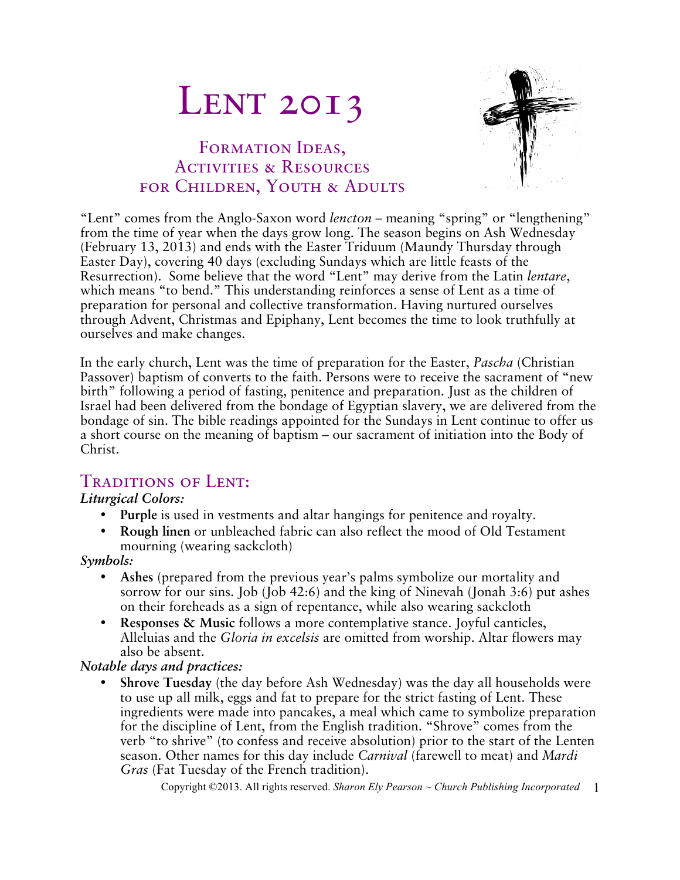# Lent 2013

## Formation Ideas, Activities & Resources for Children, Youth & Adults

"Lent" comes from the Anglo-Saxon word *lencton* – meaning "spring" or "lengthening" from the time of year when the days grow long. The season begins on Ash Wednesday (February 13, 2013) and ends with the Easter Triduum (Maundy Thursday through Easter Day), covering 40 days (excluding Sundays which are little feasts of the Resurrection). Some believe that the word "Lent" may derive from the Latin *lentare*, which means "to bend." This understanding reinforces a sense of Lent as a time of preparation for personal and collective transformation. Having nurtured ourselves through Advent, Christmas and Epiphany, Lent becomes the time to look truthfully at ourselves and make changes.

In the early church, Lent was the time of preparation for the Easter, *Pascha* (Christian Passover) baptism of converts to the faith. Persons were to receive the sacrament of "new birth" following a period of fasting, penitence and preparation. Just as the children of Israel had been delivered from the bondage of Egyptian slavery, we are delivered from the bondage of sin. The bible readings appointed for the Sundays in Lent continue to offer us a short course on the meaning of baptism – our sacrament of initiation into the Body of Christ.

## Traditions of Lent:

***Liturgical Colors:***

- **Purple** is used in vestments and altar hangings for penitence and royalty.
- **Rough linen** or unbleached fabric can also reflect the mood of Old Testament mourning (wearing sackcloth)

***Symbols:***

- **Ashes** (prepared from the previous year's palms symbolize our mortality and sorrow for our sins. Job (Job 42:6) and the king of Ninevah (Jonah 3:6) put ashes on their foreheads as a sign of repentance, while also wearing sackcloth
- **Responses & Music** follows a more contemplative stance. Joyful canticles, Alleluias and the *Gloria in excelsis* are omitted from worship. Altar flowers may also be absent.

***Notable days and practices:***

- **Shrove Tuesday** (the day before Ash Wednesday) was the day all households were to use up all milk, eggs and fat to prepare for the strict fasting of Lent. These ingredients were made into pancakes, a meal which came to symbolize preparation for the discipline of Lent, from the English tradition. "Shrove" comes from the verb "to shrive" (to confess and receive absolution) prior to the start of the Lenten season. Other names for this day include *Carnival* (farewell to meat) and *Mardi Gras* (Fat Tuesday of the French tradition).

Copyright ©2013. All rights reserved. *Sharon Ely Pearson ~ Church Publishing Incorporated*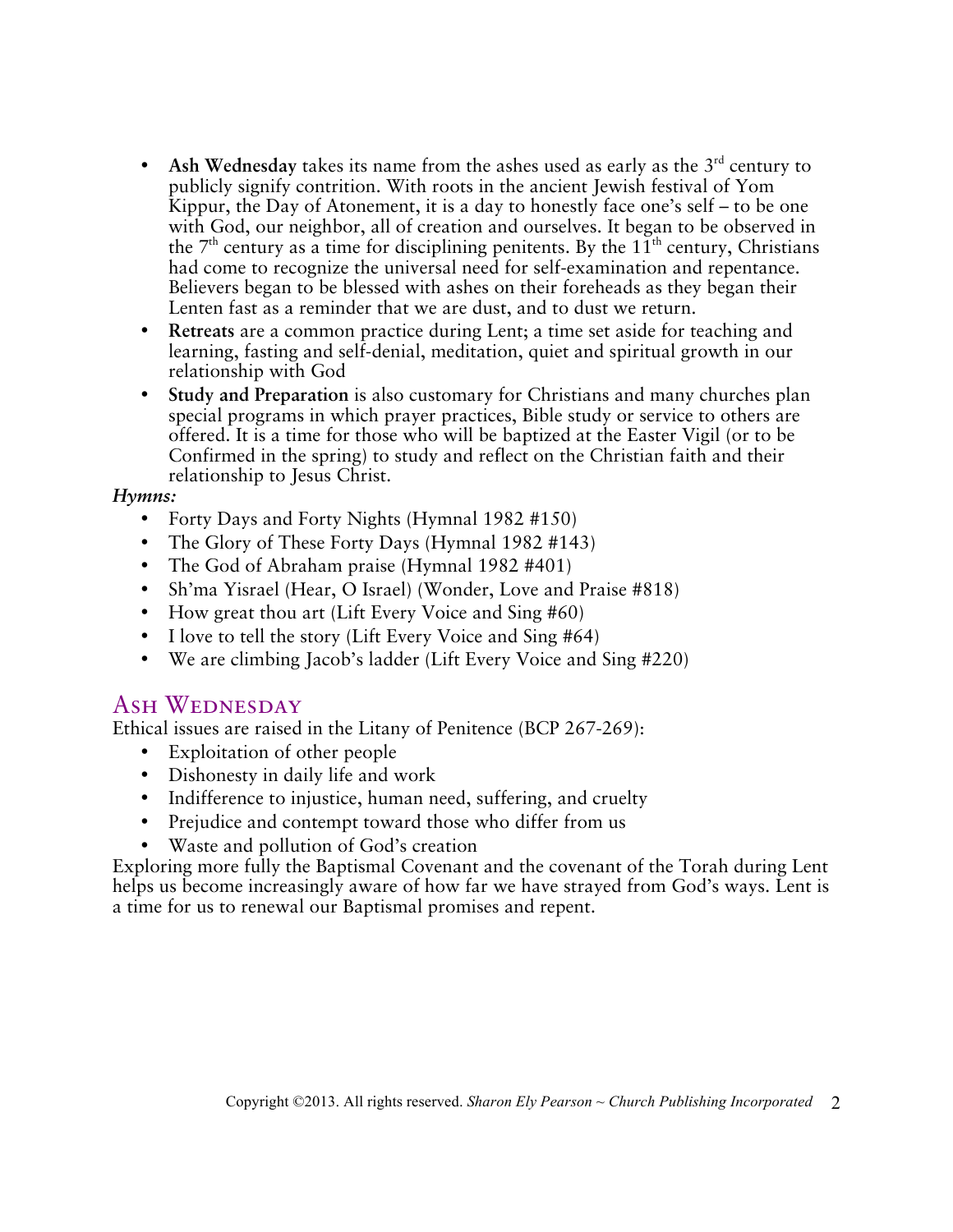- **Ash Wednesday** takes its name from the ashes used as early as the 3rd century to publicly signify contrition. With roots in the ancient Jewish festival of Yom Kippur, the Day of Atonement, it is a day to honestly face one's self – to be one with God, our neighbor, all of creation and ourselves. It began to be observed in the 7th century as a time for disciplining penitents. By the 11th century, Christians had come to recognize the universal need for self-examination and repentance. Believers began to be blessed with ashes on their foreheads as they began their Lenten fast as a reminder that we are dust, and to dust we return.
- **Retreats** are a common practice during Lent; a time set aside for teaching and learning, fasting and self-denial, meditation, quiet and spiritual growth in our relationship with God
- **Study and Preparation** is also customary for Christians and many churches plan special programs in which prayer practices, Bible study or service to others are offered. It is a time for those who will be baptized at the Easter Vigil (or to be Confirmed in the spring) to study and reflect on the Christian faith and their relationship to Jesus Christ.

***Hymns:***

- Forty Days and Forty Nights (Hymnal 1982 #150)
- The Glory of These Forty Days (Hymnal 1982 #143)
- The God of Abraham praise (Hymnal 1982 #401)
- Sh'ma Yisrael (Hear, O Israel) (Wonder, Love and Praise #818)
- How great thou art (Lift Every Voice and Sing #60)
- I love to tell the story (Lift Every Voice and Sing #64)
- We are climbing Jacob's ladder (Lift Every Voice and Sing #220)

## Ash Wednesday

Ethical issues are raised in the Litany of Penitence (BCP 267-269):

- Exploitation of other people
- Dishonesty in daily life and work
- Indifference to injustice, human need, suffering, and cruelty
- Prejudice and contempt toward those who differ from us
- Waste and pollution of God's creation

Exploring more fully the Baptismal Covenant and the covenant of the Torah during Lent helps us become increasingly aware of how far we have strayed from God's ways. Lent is a time for us to renewal our Baptismal promises and repent.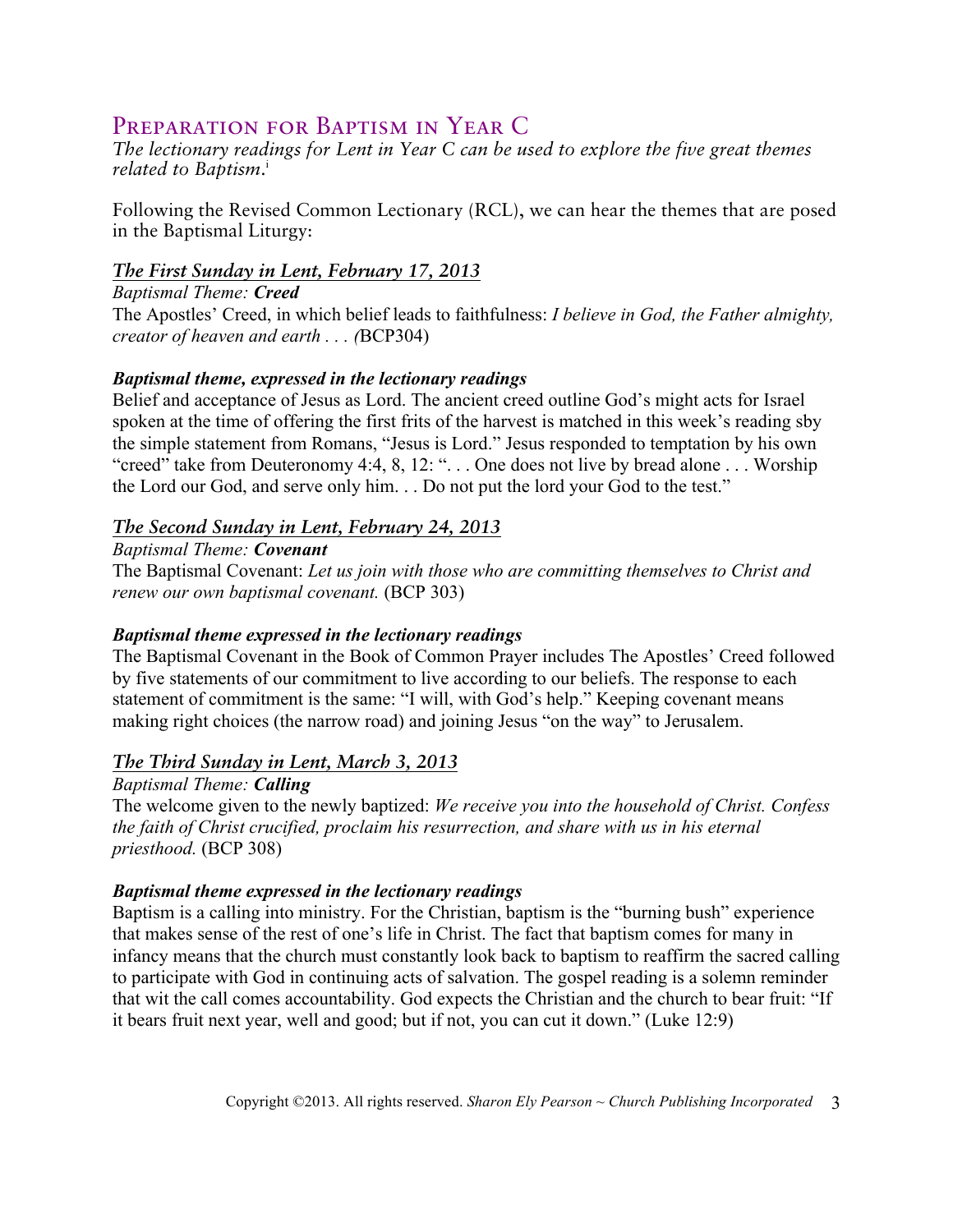# Preparation for Baptism in Year C

*The lectionary readings for Lent in Year C can be used to explore the five great themes related to Baptism.*[i]

Following the Revised Common Lectionary (RCL), we can hear the themes that are posed in the Baptismal Liturgy:

## *The First Sunday in Lent, February 17, 2013*

*Baptismal Theme:* ***Creed***

The Apostles' Creed, in which belief leads to faithfulness: *I believe in God, the Father almighty, creator of heaven and earth . . . (*BCP304)

***Baptismal theme, expressed in the lectionary readings***

Belief and acceptance of Jesus as Lord. The ancient creed outline God's might acts for Israel spoken at the time of offering the first frits of the harvest is matched in this week's reading sby the simple statement from Romans, "Jesus is Lord." Jesus responded to temptation by his own "creed" take from Deuteronomy 4:4, 8, 12: ". . . One does not live by bread alone . . . Worship the Lord our God, and serve only him. . . Do not put the lord your God to the test."

## *The Second Sunday in Lent, February 24, 2013*

*Baptismal Theme:* ***Covenant***

The Baptismal Covenant: *Let us join with those who are committing themselves to Christ and renew our own baptismal covenant.* (BCP 303)

***Baptismal theme expressed in the lectionary readings***

The Baptismal Covenant in the Book of Common Prayer includes The Apostles' Creed followed by five statements of our commitment to live according to our beliefs. The response to each statement of commitment is the same: "I will, with God's help." Keeping covenant means making right choices (the narrow road) and joining Jesus "on the way" to Jerusalem.

## *The Third Sunday in Lent, March 3, 2013*

*Baptismal Theme:* ***Calling***

The welcome given to the newly baptized: *We receive you into the household of Christ. Confess the faith of Christ crucified, proclaim his resurrection, and share with us in his eternal priesthood.* (BCP 308)

***Baptismal theme expressed in the lectionary readings***

Baptism is a calling into ministry. For the Christian, baptism is the "burning bush" experience that makes sense of the rest of one's life in Christ. The fact that baptism comes for many in infancy means that the church must constantly look back to baptism to reaffirm the sacred calling to participate with God in continuing acts of salvation. The gospel reading is a solemn reminder that wit the call comes accountability. God expects the Christian and the church to bear fruit: "If it bears fruit next year, well and good; but if not, you can cut it down." (Luke 12:9)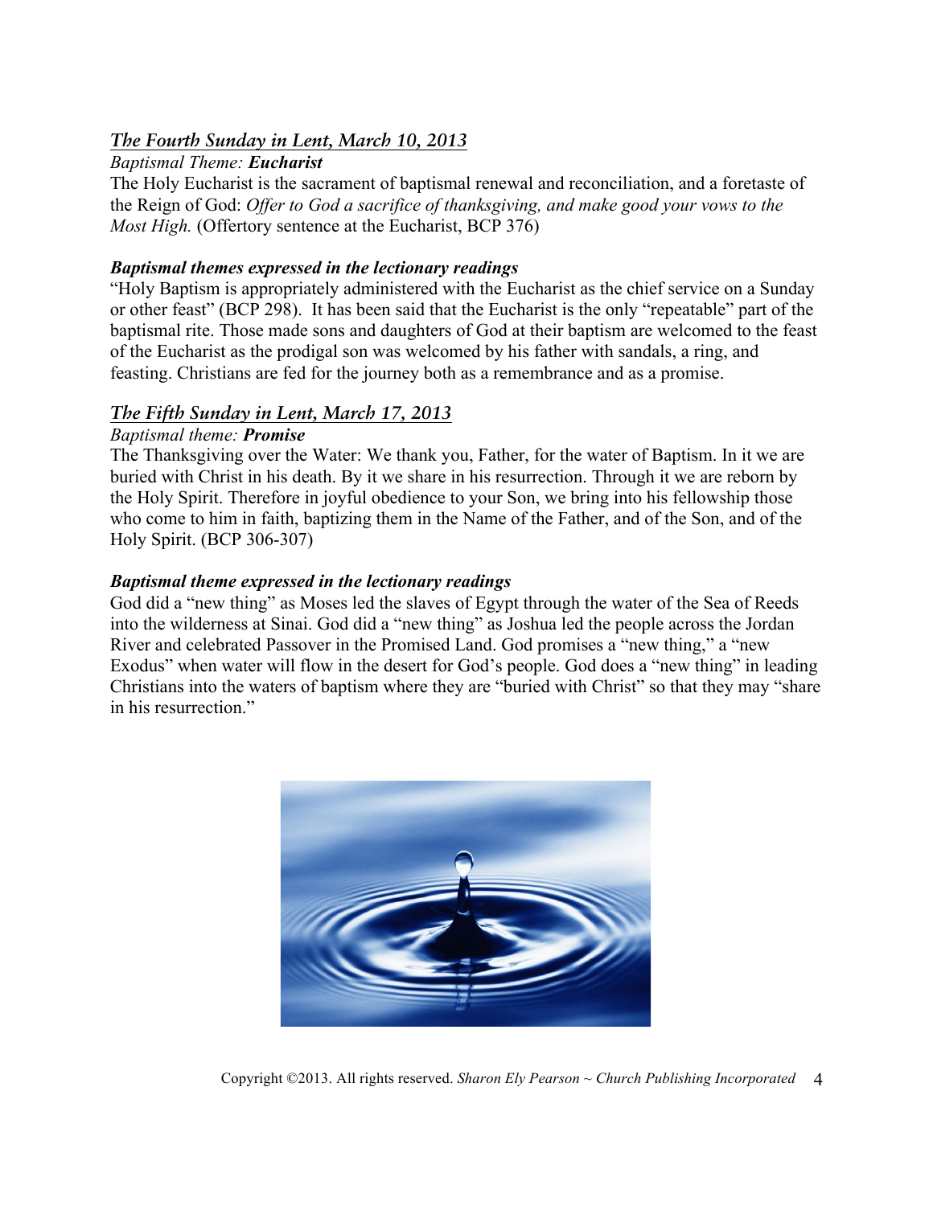## *The Fourth Sunday in Lent, March 10, 2013*

*Baptismal Theme:* ***Eucharist***

The Holy Eucharist is the sacrament of baptismal renewal and reconciliation, and a foretaste of the Reign of God: *Offer to God a sacrifice of thanksgiving, and make good your vows to the Most High.* (Offertory sentence at the Eucharist, BCP 376)

### ***Baptismal themes expressed in the lectionary readings***

"Holy Baptism is appropriately administered with the Eucharist as the chief service on a Sunday or other feast" (BCP 298). It has been said that the Eucharist is the only "repeatable" part of the baptismal rite. Those made sons and daughters of God at their baptism are welcomed to the feast of the Eucharist as the prodigal son was welcomed by his father with sandals, a ring, and feasting. Christians are fed for the journey both as a remembrance and as a promise.

## *The Fifth Sunday in Lent, March 17, 2013*

*Baptismal theme:* ***Promise***

The Thanksgiving over the Water: We thank you, Father, for the water of Baptism. In it we are buried with Christ in his death. By it we share in his resurrection. Through it we are reborn by the Holy Spirit. Therefore in joyful obedience to your Son, we bring into his fellowship those who come to him in faith, baptizing them in the Name of the Father, and of the Son, and of the Holy Spirit. (BCP 306-307)

### ***Baptismal theme expressed in the lectionary readings***

God did a "new thing" as Moses led the slaves of Egypt through the water of the Sea of Reeds into the wilderness at Sinai. God did a "new thing" as Joshua led the people across the Jordan River and celebrated Passover in the Promised Land. God promises a "new thing," a "new Exodus" when water will flow in the desert for God's people. God does a "new thing" in leading Christians into the waters of baptism where they are "buried with Christ" so that they may "share in his resurrection."

Copyright ©2013. All rights reserved. *Sharon Ely Pearson ~ Church Publishing Incorporated*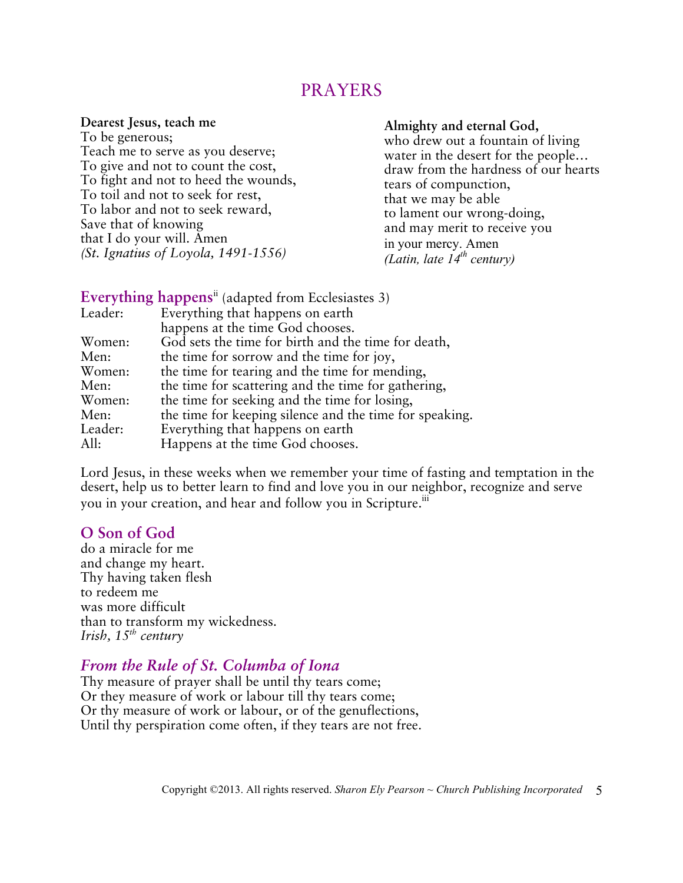# PRAYERS

**Dearest Jesus, teach me**
To be generous;
Teach me to serve as you deserve;
To give and not to count the cost,
To fight and not to heed the wounds,
To toil and not to seek for rest,
To labor and not to seek reward,
Save that of knowing
that I do your will. Amen
*(St. Ignatius of Loyola, 1491-1556)*

**Almighty and eternal God,**
who drew out a fountain of living
water in the desert for the people…
draw from the hardness of our hearts
tears of compunction,
that we may be able
to lament our wrong-doing,
and may merit to receive you
in your mercy. Amen
*(Latin, late 14th century)*

## Everything happens[ii] (adapted from Ecclesiastes 3)

| | |
|---|---|
| Leader: | Everything that happens on earth happens at the time God chooses. |
| Women: | God sets the time for birth and the time for death, |
| Men: | the time for sorrow and the time for joy, |
| Women: | the time for tearing and the time for mending, |
| Men: | the time for scattering and the time for gathering, |
| Women: | the time for seeking and the time for losing, |
| Men: | the time for keeping silence and the time for speaking. |
| Leader: | Everything that happens on earth |
| All: | Happens at the time God chooses. |

Lord Jesus, in these weeks when we remember your time of fasting and temptation in the desert, help us to better learn to find and love you in our neighbor, recognize and serve you in your creation, and hear and follow you in Scripture.[iii]

## O Son of God

do a miracle for me
and change my heart.
Thy having taken flesh
to redeem me
was more difficult
than to transform my wickedness.
*Irish, 15th century*

## *From the Rule of St. Columba of Iona*

Thy measure of prayer shall be until thy tears come;
Or they measure of work or labour till thy tears come;
Or thy measure of work or labour, or of the genuflections,
Until thy perspiration come often, if they tears are not free.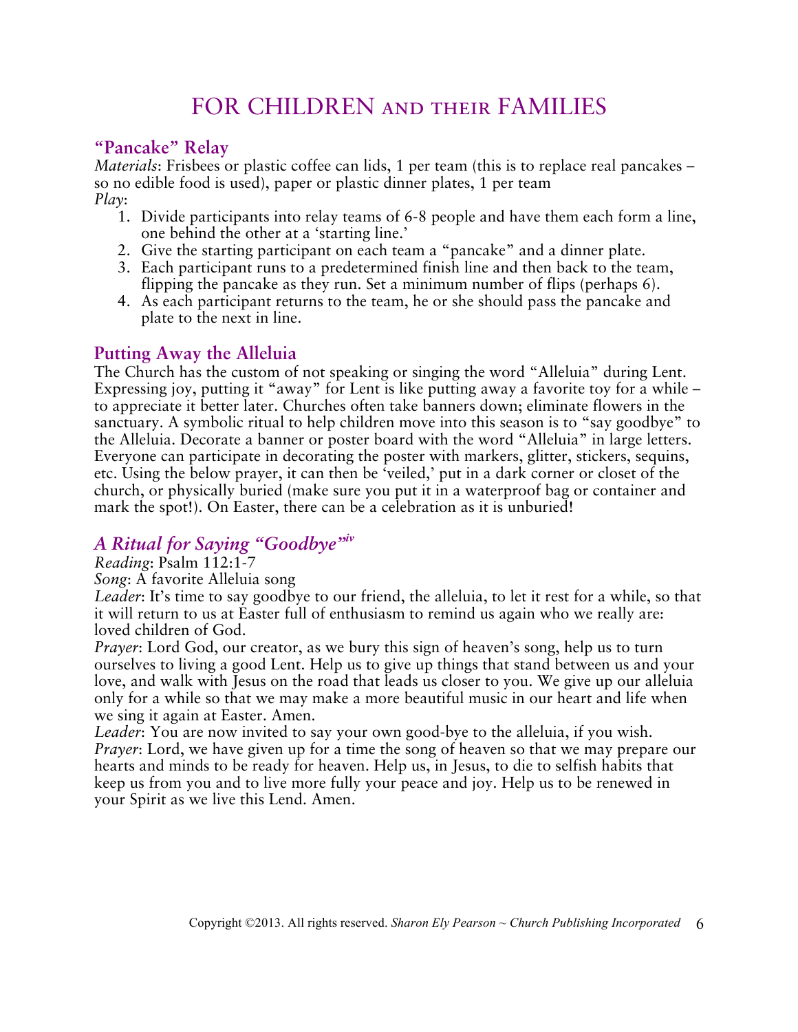# FOR CHILDREN AND THEIR FAMILIES

## "Pancake" Relay

*Materials*: Frisbees or plastic coffee can lids, 1 per team (this is to replace real pancakes – so no edible food is used), paper or plastic dinner plates, 1 per team
*Play*:

1. Divide participants into relay teams of 6-8 people and have them each form a line, one behind the other at a 'starting line.'
2. Give the starting participant on each team a "pancake" and a dinner plate.
3. Each participant runs to a predetermined finish line and then back to the team, flipping the pancake as they run. Set a minimum number of flips (perhaps 6).
4. As each participant returns to the team, he or she should pass the pancake and plate to the next in line.

## Putting Away the Alleluia

The Church has the custom of not speaking or singing the word "Alleluia" during Lent. Expressing joy, putting it "away" for Lent is like putting away a favorite toy for a while – to appreciate it better later. Churches often take banners down; eliminate flowers in the sanctuary. A symbolic ritual to help children move into this season is to "say goodbye" to the Alleluia. Decorate a banner or poster board with the word "Alleluia" in large letters. Everyone can participate in decorating the poster with markers, glitter, stickers, sequins, etc. Using the below prayer, it can then be 'veiled,' put in a dark corner or closet of the church, or physically buried (make sure you put it in a waterproof bag or container and mark the spot!). On Easter, there can be a celebration as it is unburied!

## *A Ritual for Saying "Goodbye"*[iv]

*Reading*: Psalm 112:1-7
*Song*: A favorite Alleluia song
*Leader*: It's time to say goodbye to our friend, the alleluia, to let it rest for a while, so that it will return to us at Easter full of enthusiasm to remind us again who we really are: loved children of God.
*Prayer*: Lord God, our creator, as we bury this sign of heaven's song, help us to turn ourselves to living a good Lent. Help us to give up things that stand between us and your love, and walk with Jesus on the road that leads us closer to you. We give up our alleluia only for a while so that we may make a more beautiful music in our heart and life when we sing it again at Easter. Amen.
*Leader*: You are now invited to say your own good-bye to the alleluia, if you wish.
*Prayer*: Lord, we have given up for a time the song of heaven so that we may prepare our hearts and minds to be ready for heaven. Help us, in Jesus, to die to selfish habits that keep us from you and to live more fully your peace and joy. Help us to be renewed in your Spirit as we live this Lend. Amen.

Copyright ©2013. All rights reserved. *Sharon Ely Pearson ~ Church Publishing Incorporated*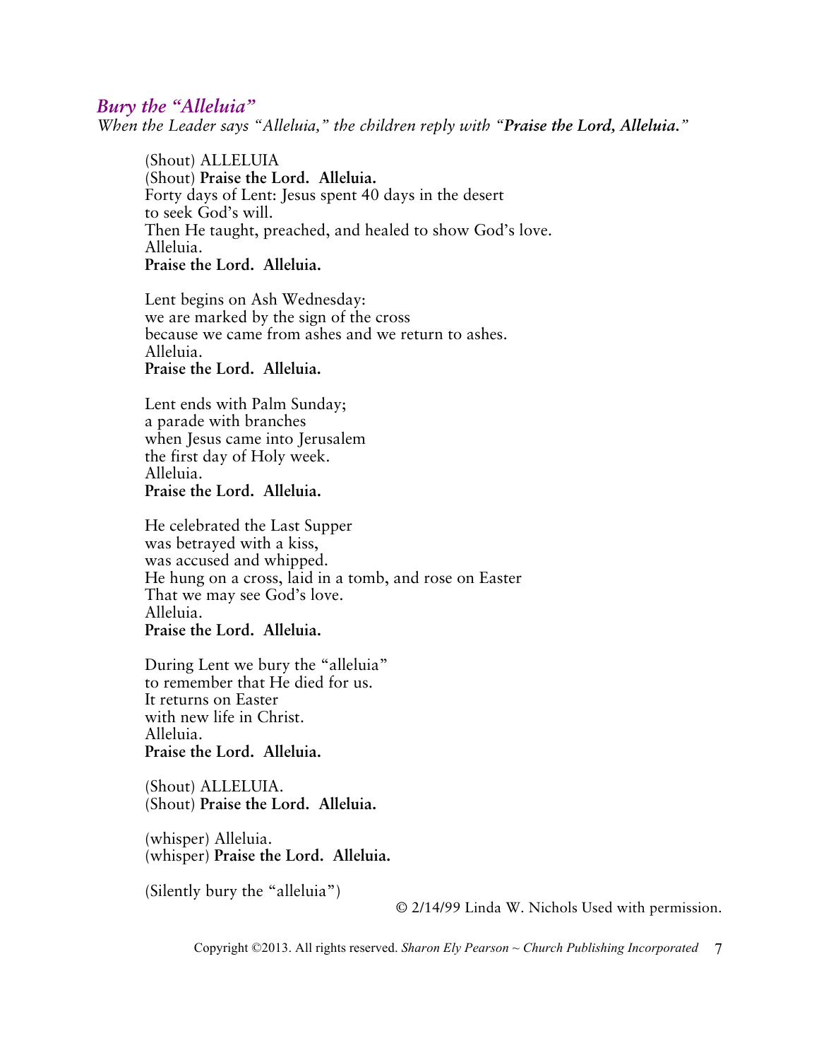## *Bury the "Alleluia"*

*When the Leader says "Alleluia," the children reply with "**Praise the Lord, Alleluia.**"*

(Shout) ALLELUIA  
(Shout) **Praise the Lord. Alleluia.**  
Forty days of Lent: Jesus spent 40 days in the desert  
to seek God's will.  
Then He taught, preached, and healed to show God's love.  
Alleluia.  
**Praise the Lord. Alleluia.**

Lent begins on Ash Wednesday:  
we are marked by the sign of the cross  
because we came from ashes and we return to ashes.  
Alleluia.  
**Praise the Lord. Alleluia.**

Lent ends with Palm Sunday;  
a parade with branches  
when Jesus came into Jerusalem  
the first day of Holy week.  
Alleluia.  
**Praise the Lord. Alleluia.**

He celebrated the Last Supper  
was betrayed with a kiss,  
was accused and whipped.  
He hung on a cross, laid in a tomb, and rose on Easter  
That we may see God's love.  
Alleluia.  
**Praise the Lord. Alleluia.**

During Lent we bury the "alleluia"  
to remember that He died for us.  
It returns on Easter  
with new life in Christ.  
Alleluia.  
**Praise the Lord. Alleluia.**

(Shout) ALLELUIA.  
(Shout) **Praise the Lord. Alleluia.**

(whisper) Alleluia.  
(whisper) **Praise the Lord. Alleluia.**

(Silently bury the "alleluia")

© 2/14/99 Linda W. Nichols Used with permission.

Copyright ©2013. All rights reserved. *Sharon Ely Pearson ~ Church Publishing Incorporated*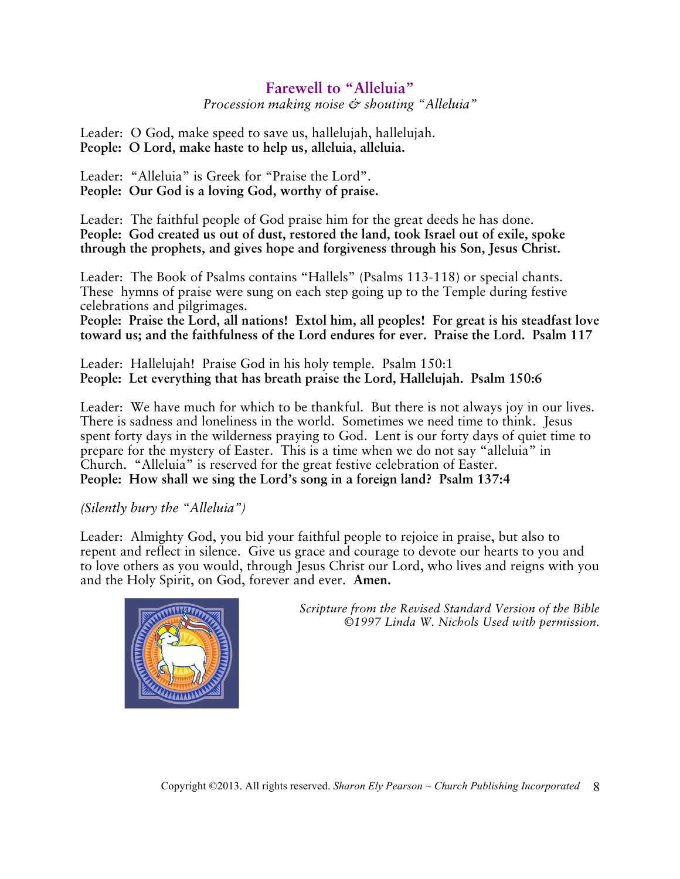## Farewell to "Alleluia"

*Procession making noise & shouting "Alleluia"*

Leader: O God, make speed to save us, hallelujah, hallelujah.
**People: O Lord, make haste to help us, alleluia, alleluia.**

Leader: "Alleluia" is Greek for "Praise the Lord".
**People: Our God is a loving God, worthy of praise.**

Leader: The faithful people of God praise him for the great deeds he has done.
**People: God created us out of dust, restored the land, took Israel out of exile, spoke through the prophets, and gives hope and forgiveness through his Son, Jesus Christ.**

Leader: The Book of Psalms contains "Hallels" (Psalms 113-118) or special chants. These hymns of praise were sung on each step going up to the Temple during festive celebrations and pilgrimages.
**People: Praise the Lord, all nations! Extol him, all peoples! For great is his steadfast love toward us; and the faithfulness of the Lord endures for ever. Praise the Lord. Psalm 117**

Leader: Hallelujah! Praise God in his holy temple. Psalm 150:1
**People: Let everything that has breath praise the Lord, Hallelujah. Psalm 150:6**

Leader: We have much for which to be thankful. But there is not always joy in our lives. There is sadness and loneliness in the world. Sometimes we need time to think. Jesus spent forty days in the wilderness praying to God. Lent is our forty days of quiet time to prepare for the mystery of Easter. This is a time when we do not say "alleluia" in Church. "Alleluia" is reserved for the great festive celebration of Easter.
**People: How shall we sing the Lord's song in a foreign land? Psalm 137:4**

*(Silently bury the "Alleluia")*

Leader: Almighty God, you bid your faithful people to rejoice in praise, but also to repent and reflect in silence. Give us grace and courage to devote our hearts to you and to love others as you would, through Jesus Christ our Lord, who lives and reigns with you and the Holy Spirit, on God, forever and ever. **Amen.**

*Scripture from the Revised Standard Version of the Bible*
*©1997 Linda W. Nichols Used with permission.*

Copyright ©2013. All rights reserved. *Sharon Ely Pearson ~ Church Publishing Incorporated*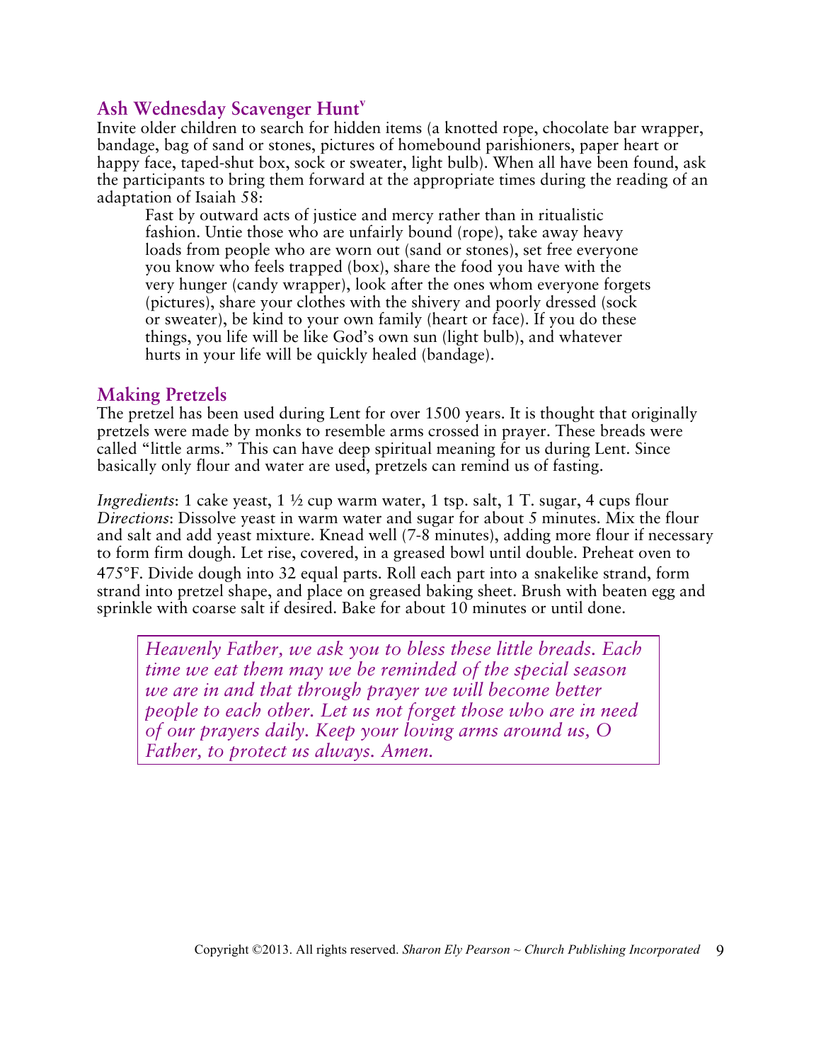## Ash Wednesday Scavenger Hunt[v]

Invite older children to search for hidden items (a knotted rope, chocolate bar wrapper, bandage, bag of sand or stones, pictures of homebound parishioners, paper heart or happy face, taped-shut box, sock or sweater, light bulb). When all have been found, ask the participants to bring them forward at the appropriate times during the reading of an adaptation of Isaiah 58:

> Fast by outward acts of justice and mercy rather than in ritualistic fashion. Untie those who are unfairly bound (rope), take away heavy loads from people who are worn out (sand or stones), set free everyone you know who feels trapped (box), share the food you have with the very hunger (candy wrapper), look after the ones whom everyone forgets (pictures), share your clothes with the shivery and poorly dressed (sock or sweater), be kind to your own family (heart or face). If you do these things, you life will be like God's own sun (light bulb), and whatever hurts in your life will be quickly healed (bandage).

## Making Pretzels

The pretzel has been used during Lent for over 1500 years. It is thought that originally pretzels were made by monks to resemble arms crossed in prayer. These breads were called "little arms." This can have deep spiritual meaning for us during Lent. Since basically only flour and water are used, pretzels can remind us of fasting.

*Ingredients*: 1 cake yeast, 1 ½ cup warm water, 1 tsp. salt, 1 T. sugar, 4 cups flour
*Directions*: Dissolve yeast in warm water and sugar for about 5 minutes. Mix the flour and salt and add yeast mixture. Knead well (7-8 minutes), adding more flour if necessary to form firm dough. Let rise, covered, in a greased bowl until double. Preheat oven to 475°F. Divide dough into 32 equal parts. Roll each part into a snakelike strand, form strand into pretzel shape, and place on greased baking sheet. Brush with beaten egg and sprinkle with coarse salt if desired. Bake for about 10 minutes or until done.

> *Heavenly Father, we ask you to bless these little breads. Each time we eat them may we be reminded of the special season we are in and that through prayer we will become better people to each other. Let us not forget those who are in need of our prayers daily. Keep your loving arms around us, O Father, to protect us always. Amen.*

Copyright ©2013. All rights reserved. *Sharon Ely Pearson ~ Church Publishing Incorporated*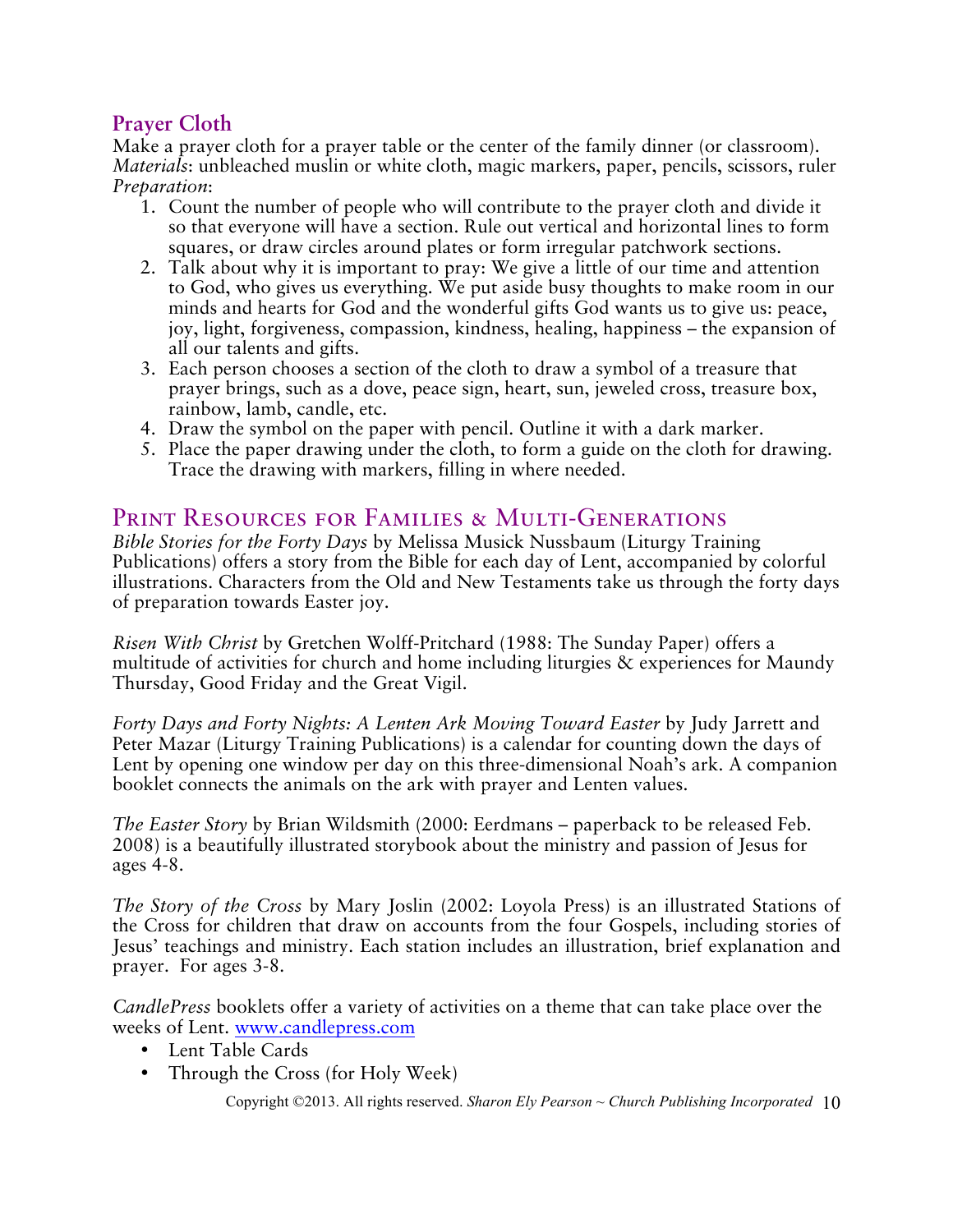## Prayer Cloth

Make a prayer cloth for a prayer table or the center of the family dinner (or classroom).
*Materials*: unbleached muslin or white cloth, magic markers, paper, pencils, scissors, ruler
*Preparation*:

1. Count the number of people who will contribute to the prayer cloth and divide it so that everyone will have a section. Rule out vertical and horizontal lines to form squares, or draw circles around plates or form irregular patchwork sections.
2. Talk about why it is important to pray: We give a little of our time and attention to God, who gives us everything. We put aside busy thoughts to make room in our minds and hearts for God and the wonderful gifts God wants us to give us: peace, joy, light, forgiveness, compassion, kindness, healing, happiness – the expansion of all our talents and gifts.
3. Each person chooses a section of the cloth to draw a symbol of a treasure that prayer brings, such as a dove, peace sign, heart, sun, jeweled cross, treasure box, rainbow, lamb, candle, etc.
4. Draw the symbol on the paper with pencil. Outline it with a dark marker.
5. Place the paper drawing under the cloth, to form a guide on the cloth for drawing. Trace the drawing with markers, filling in where needed.

## Print Resources for Families & Multi-Generations

*Bible Stories for the Forty Days* by Melissa Musick Nussbaum (Liturgy Training Publications) offers a story from the Bible for each day of Lent, accompanied by colorful illustrations. Characters from the Old and New Testaments take us through the forty days of preparation towards Easter joy.

*Risen With Christ* by Gretchen Wolff-Pritchard (1988: The Sunday Paper) offers a multitude of activities for church and home including liturgies & experiences for Maundy Thursday, Good Friday and the Great Vigil.

*Forty Days and Forty Nights: A Lenten Ark Moving Toward Easter* by Judy Jarrett and Peter Mazar (Liturgy Training Publications) is a calendar for counting down the days of Lent by opening one window per day on this three-dimensional Noah's ark. A companion booklet connects the animals on the ark with prayer and Lenten values.

*The Easter Story* by Brian Wildsmith (2000: Eerdmans – paperback to be released Feb. 2008) is a beautifully illustrated storybook about the ministry and passion of Jesus for ages 4-8.

*The Story of the Cross* by Mary Joslin (2002: Loyola Press) is an illustrated Stations of the Cross for children that draw on accounts from the four Gospels, including stories of Jesus' teachings and ministry. Each station includes an illustration, brief explanation and prayer. For ages 3-8.

*CandlePress* booklets offer a variety of activities on a theme that can take place over the weeks of Lent. www.candlepress.com

- Lent Table Cards
- Through the Cross (for Holy Week)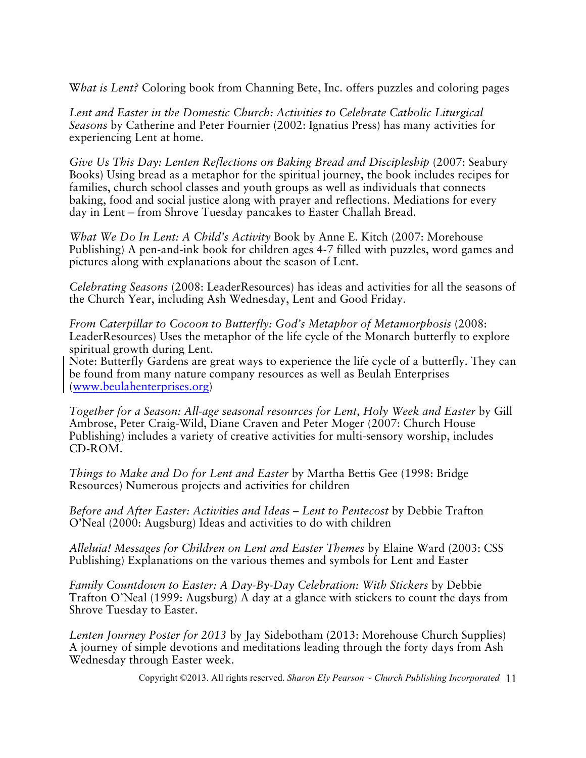W*hat is Lent?* Coloring book from Channing Bete, Inc. offers puzzles and coloring pages

*Lent and Easter in the Domestic Church: Activities to Celebrate Catholic Liturgical Seasons* by Catherine and Peter Fournier (2002: Ignatius Press) has many activities for experiencing Lent at home.

*Give Us This Day: Lenten Reflections on Baking Bread and Discipleship* (2007: Seabury Books) Using bread as a metaphor for the spiritual journey, the book includes recipes for families, church school classes and youth groups as well as individuals that connects baking, food and social justice along with prayer and reflections. Mediations for every day in Lent – from Shrove Tuesday pancakes to Easter Challah Bread.

*What We Do In Lent: A Child's Activity* Book by Anne E. Kitch (2007: Morehouse Publishing) A pen-and-ink book for children ages 4-7 filled with puzzles, word games and pictures along with explanations about the season of Lent.

*Celebrating Seasons* (2008: LeaderResources) has ideas and activities for all the seasons of the Church Year, including Ash Wednesday, Lent and Good Friday.

*From Caterpillar to Cocoon to Butterfly: God's Metaphor of Metamorphosis* (2008: LeaderResources) Uses the metaphor of the life cycle of the Monarch butterfly to explore spiritual growth during Lent.
Note: Butterfly Gardens are great ways to experience the life cycle of a butterfly. They can be found from many nature company resources as well as Beulah Enterprises ([www.beulahenterprises.org](http://www.beulahenterprises.org))

*Together for a Season: All-age seasonal resources for Lent, Holy Week and Easter* by Gill Ambrose, Peter Craig-Wild, Diane Craven and Peter Moger (2007: Church House Publishing) includes a variety of creative activities for multi-sensory worship, includes CD-ROM.

*Things to Make and Do for Lent and Easter* by Martha Bettis Gee (1998: Bridge Resources) Numerous projects and activities for children

*Before and After Easter: Activities and Ideas – Lent to Pentecost* by Debbie Trafton O'Neal (2000: Augsburg) Ideas and activities to do with children

*Alleluia! Messages for Children on Lent and Easter Themes* by Elaine Ward (2003: CSS Publishing) Explanations on the various themes and symbols for Lent and Easter

*Family Countdown to Easter: A Day-By-Day Celebration: With Stickers* by Debbie Trafton O'Neal (1999: Augsburg) A day at a glance with stickers to count the days from Shrove Tuesday to Easter.

*Lenten Journey Poster for 2013* by Jay Sidebotham (2013: Morehouse Church Supplies) A journey of simple devotions and meditations leading through the forty days from Ash Wednesday through Easter week.

Copyright ©2013. All rights reserved. *Sharon Ely Pearson ~ Church Publishing Incorporated*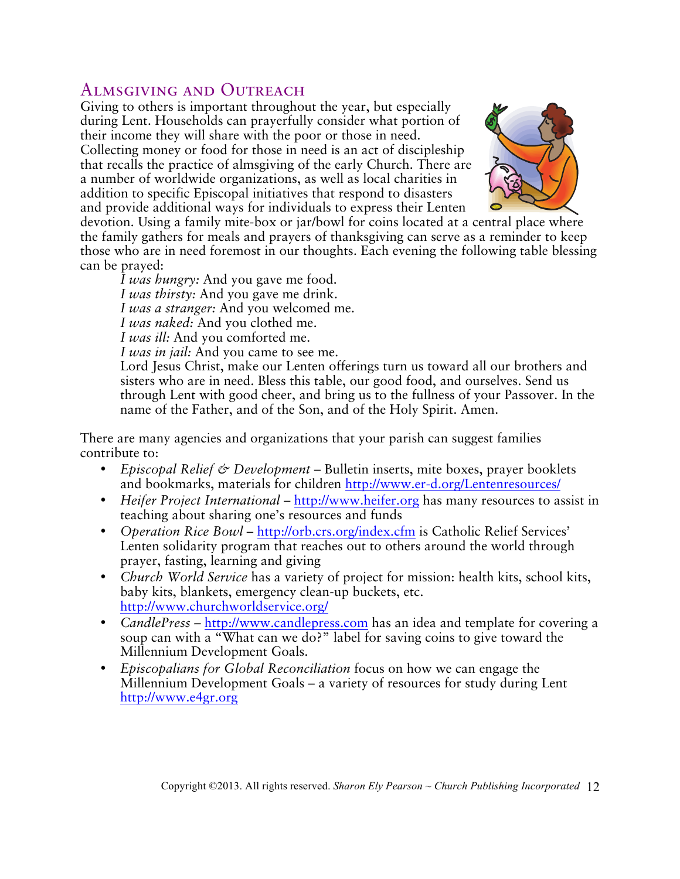## Almsgiving and Outreach

Giving to others is important throughout the year, but especially during Lent. Households can prayerfully consider what portion of their income they will share with the poor or those in need. Collecting money or food for those in need is an act of discipleship that recalls the practice of almsgiving of the early Church. There are a number of worldwide organizations, as well as local charities in addition to specific Episcopal initiatives that respond to disasters and provide additional ways for individuals to express their Lenten devotion. Using a family mite-box or jar/bowl for coins located at a central place where the family gathers for meals and prayers of thanksgiving can serve as a reminder to keep those who are in need foremost in our thoughts. Each evening the following table blessing can be prayed:

> *I was hungry:* And you gave me food.
> *I was thirsty:* And you gave me drink.
> *I was a stranger:* And you welcomed me.
> *I was naked:* And you clothed me.
> *I was ill:* And you comforted me.
> *I was in jail:* And you came to see me.
> Lord Jesus Christ, make our Lenten offerings turn us toward all our brothers and sisters who are in need. Bless this table, our good food, and ourselves. Send us through Lent with good cheer, and bring us to the fullness of your Passover. In the name of the Father, and of the Son, and of the Holy Spirit. Amen.

There are many agencies and organizations that your parish can suggest families contribute to:

- *Episcopal Relief & Development* – Bulletin inserts, mite boxes, prayer booklets and bookmarks, materials for children http://www.er-d.org/Lentenresources/
- *Heifer Project International* – http://www.heifer.org has many resources to assist in teaching about sharing one's resources and funds
- *Operation Rice Bowl* – http://orb.crs.org/index.cfm is Catholic Relief Services' Lenten solidarity program that reaches out to others around the world through prayer, fasting, learning and giving
- *Church World Service* has a variety of project for mission: health kits, school kits, baby kits, blankets, emergency clean-up buckets, etc. http://www.churchworldservice.org/
- *CandlePress* – http://www.candlepress.com has an idea and template for covering a soup can with a "What can we do?" label for saving coins to give toward the Millennium Development Goals.
- *Episcopalians for Global Reconciliation* focus on how we can engage the Millennium Development Goals – a variety of resources for study during Lent http://www.e4gr.org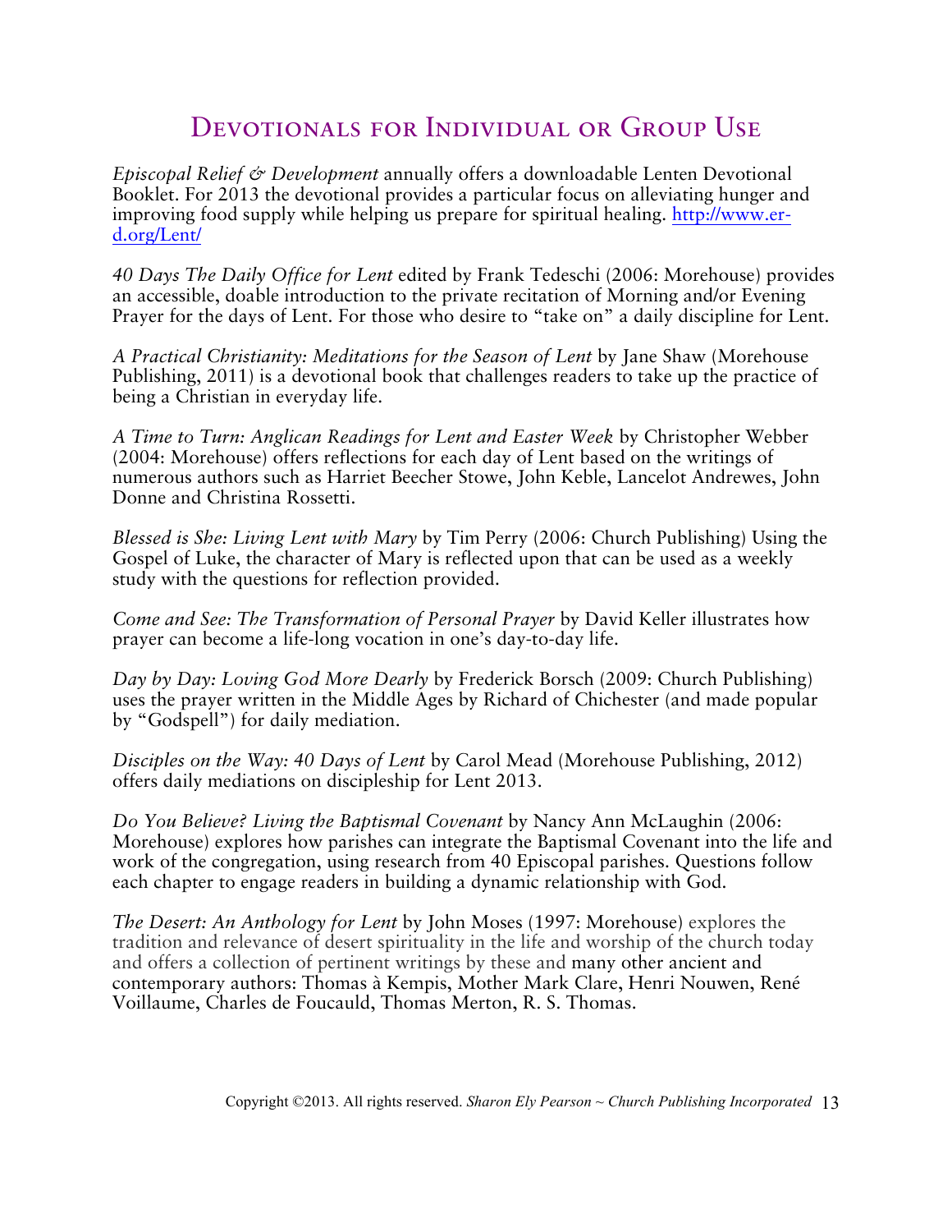## Devotionals for Individual or Group Use

*Episcopal Relief & Development* annually offers a downloadable Lenten Devotional Booklet. For 2013 the devotional provides a particular focus on alleviating hunger and improving food supply while helping us prepare for spiritual healing. http://www.er-d.org/Lent/

*40 Days The Daily Office for Lent* edited by Frank Tedeschi (2006: Morehouse) provides an accessible, doable introduction to the private recitation of Morning and/or Evening Prayer for the days of Lent. For those who desire to "take on" a daily discipline for Lent.

*A Practical Christianity: Meditations for the Season of Lent* by Jane Shaw (Morehouse Publishing, 2011) is a devotional book that challenges readers to take up the practice of being a Christian in everyday life.

*A Time to Turn: Anglican Readings for Lent and Easter Week* by Christopher Webber (2004: Morehouse) offers reflections for each day of Lent based on the writings of numerous authors such as Harriet Beecher Stowe, John Keble, Lancelot Andrewes, John Donne and Christina Rossetti.

*Blessed is She: Living Lent with Mary* by Tim Perry (2006: Church Publishing) Using the Gospel of Luke, the character of Mary is reflected upon that can be used as a weekly study with the questions for reflection provided.

*Come and See: The Transformation of Personal Prayer* by David Keller illustrates how prayer can become a life-long vocation in one's day-to-day life.

*Day by Day: Loving God More Dearly* by Frederick Borsch (2009: Church Publishing) uses the prayer written in the Middle Ages by Richard of Chichester (and made popular by "Godspell") for daily mediation.

*Disciples on the Way: 40 Days of Lent* by Carol Mead (Morehouse Publishing, 2012) offers daily mediations on discipleship for Lent 2013.

*Do You Believe? Living the Baptismal Covenant* by Nancy Ann McLaughin (2006: Morehouse) explores how parishes can integrate the Baptismal Covenant into the life and work of the congregation, using research from 40 Episcopal parishes. Questions follow each chapter to engage readers in building a dynamic relationship with God.

*The Desert: An Anthology for Lent* by John Moses (1997: Morehouse) explores the tradition and relevance of desert spirituality in the life and worship of the church today and offers a collection of pertinent writings by these and many other ancient and contemporary authors: Thomas à Kempis, Mother Mark Clare, Henri Nouwen, René Voillaume, Charles de Foucauld, Thomas Merton, R. S. Thomas.

Copyright ©2013. All rights reserved. *Sharon Ely Pearson ~ Church Publishing Incorporated*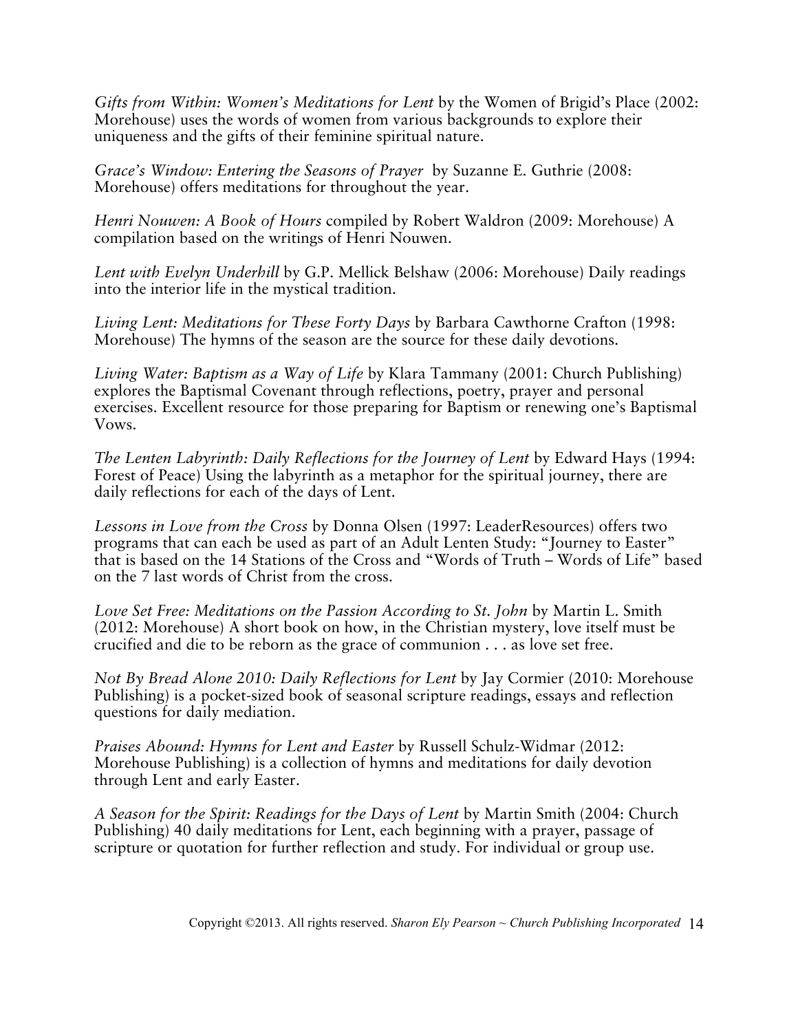*Gifts from Within: Women's Meditations for Lent* by the Women of Brigid's Place (2002: Morehouse) uses the words of women from various backgrounds to explore their uniqueness and the gifts of their feminine spiritual nature.

*Grace's Window: Entering the Seasons of Prayer* by Suzanne E. Guthrie (2008: Morehouse) offers meditations for throughout the year.

*Henri Nouwen: A Book of Hours* compiled by Robert Waldron (2009: Morehouse) A compilation based on the writings of Henri Nouwen.

*Lent with Evelyn Underhill* by G.P. Mellick Belshaw (2006: Morehouse) Daily readings into the interior life in the mystical tradition.

*Living Lent: Meditations for These Forty Days* by Barbara Cawthorne Crafton (1998: Morehouse) The hymns of the season are the source for these daily devotions.

*Living Water: Baptism as a Way of Life* by Klara Tammany (2001: Church Publishing) explores the Baptismal Covenant through reflections, poetry, prayer and personal exercises. Excellent resource for those preparing for Baptism or renewing one's Baptismal Vows.

*The Lenten Labyrinth: Daily Reflections for the Journey of Lent* by Edward Hays (1994: Forest of Peace) Using the labyrinth as a metaphor for the spiritual journey, there are daily reflections for each of the days of Lent.

*Lessons in Love from the Cross* by Donna Olsen (1997: LeaderResources) offers two programs that can each be used as part of an Adult Lenten Study: "Journey to Easter" that is based on the 14 Stations of the Cross and "Words of Truth – Words of Life" based on the 7 last words of Christ from the cross.

*Love Set Free: Meditations on the Passion According to St. John* by Martin L. Smith (2012: Morehouse) A short book on how, in the Christian mystery, love itself must be crucified and die to be reborn as the grace of communion . . . as love set free.

*Not By Bread Alone 2010: Daily Reflections for Lent* by Jay Cormier (2010: Morehouse Publishing) is a pocket-sized book of seasonal scripture readings, essays and reflection questions for daily mediation.

*Praises Abound: Hymns for Lent and Easter* by Russell Schulz-Widmar (2012: Morehouse Publishing) is a collection of hymns and meditations for daily devotion through Lent and early Easter.

*A Season for the Spirit: Readings for the Days of Lent* by Martin Smith (2004: Church Publishing) 40 daily meditations for Lent, each beginning with a prayer, passage of scripture or quotation for further reflection and study. For individual or group use.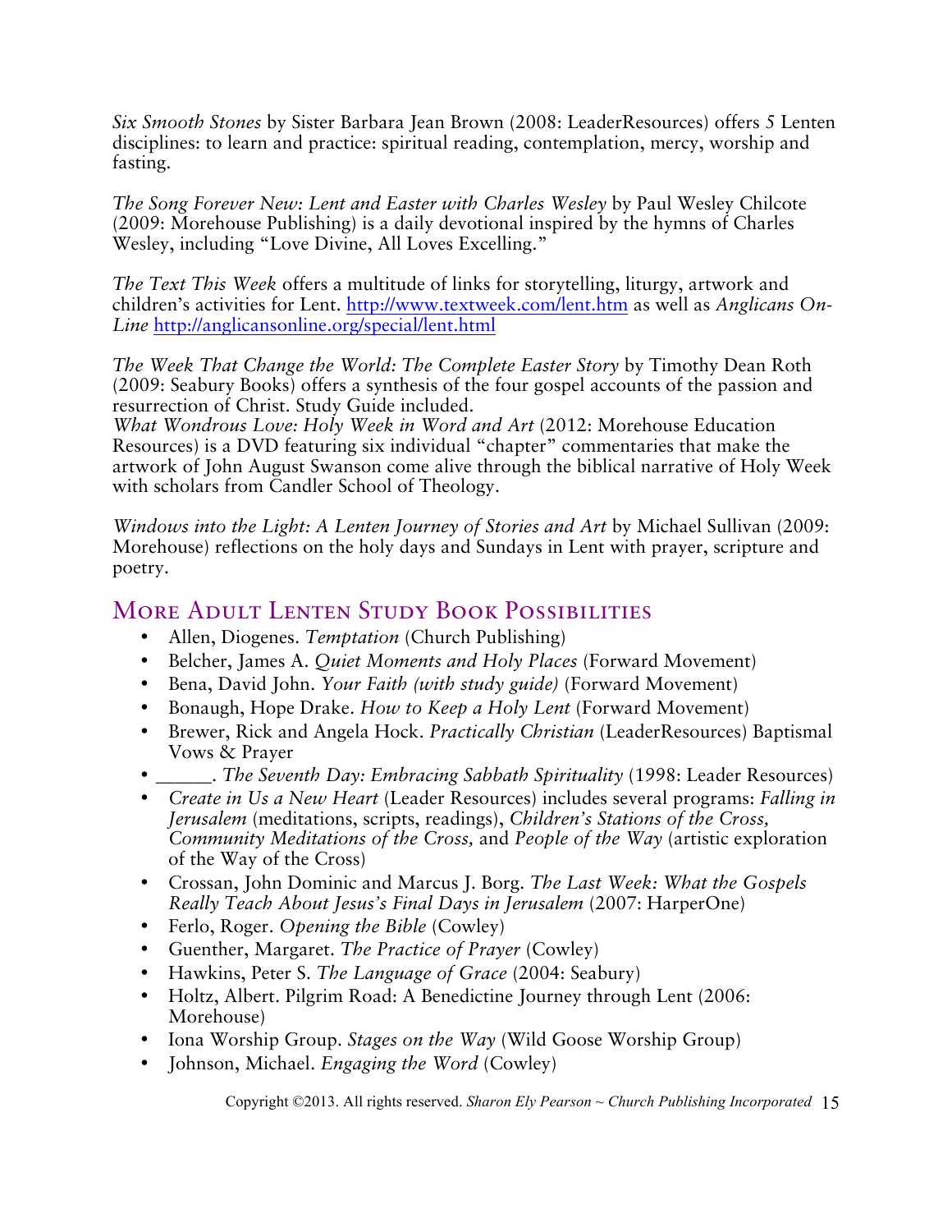*Six Smooth Stones* by Sister Barbara Jean Brown (2008: LeaderResources) offers 5 Lenten disciplines: to learn and practice: spiritual reading, contemplation, mercy, worship and fasting.

*The Song Forever New: Lent and Easter with Charles Wesley* by Paul Wesley Chilcote (2009: Morehouse Publishing) is a daily devotional inspired by the hymns of Charles Wesley, including "Love Divine, All Loves Excelling."

*The Text This Week* offers a multitude of links for storytelling, liturgy, artwork and children's activities for Lent. http://www.textweek.com/lent.htm as well as *Anglicans On-Line* http://anglicansonline.org/special/lent.html

*The Week That Change the World: The Complete Easter Story* by Timothy Dean Roth (2009: Seabury Books) offers a synthesis of the four gospel accounts of the passion and resurrection of Christ. Study Guide included.
*What Wondrous Love: Holy Week in Word and Art* (2012: Morehouse Education Resources) is a DVD featuring six individual "chapter" commentaries that make the artwork of John August Swanson come alive through the biblical narrative of Holy Week with scholars from Candler School of Theology.

*Windows into the Light: A Lenten Journey of Stories and Art* by Michael Sullivan (2009: Morehouse) reflections on the holy days and Sundays in Lent with prayer, scripture and poetry.

## More Adult Lenten Study Book Possibilities

- Allen, Diogenes. *Temptation* (Church Publishing)
- Belcher, James A. *Quiet Moments and Holy Places* (Forward Movement)
- Bena, David John. *Your Faith (with study guide)* (Forward Movement)
- Bonaugh, Hope Drake. *How to Keep a Holy Lent* (Forward Movement)
- Brewer, Rick and Angela Hock. *Practically Christian* (LeaderResources) Baptismal Vows & Prayer
- ______. *The Seventh Day: Embracing Sabbath Spirituality* (1998: Leader Resources)
- *Create in Us a New Heart* (Leader Resources) includes several programs: *Falling in Jerusalem* (meditations, scripts, readings), *Children's Stations of the Cross, Community Meditations of the Cross,* and *People of the Way* (artistic exploration of the Way of the Cross)
- Crossan, John Dominic and Marcus J. Borg. *The Last Week: What the Gospels Really Teach About Jesus's Final Days in Jerusalem* (2007: HarperOne)
- Ferlo, Roger. *Opening the Bible* (Cowley)
- Guenther, Margaret. *The Practice of Prayer* (Cowley)
- Hawkins, Peter S. *The Language of Grace* (2004: Seabury)
- Holtz, Albert. Pilgrim Road: A Benedictine Journey through Lent (2006: Morehouse)
- Iona Worship Group. *Stages on the Way* (Wild Goose Worship Group)
- Johnson, Michael. *Engaging the Word* (Cowley)

Copyright ©2013. All rights reserved. *Sharon Ely Pearson ~ Church Publishing Incorporated*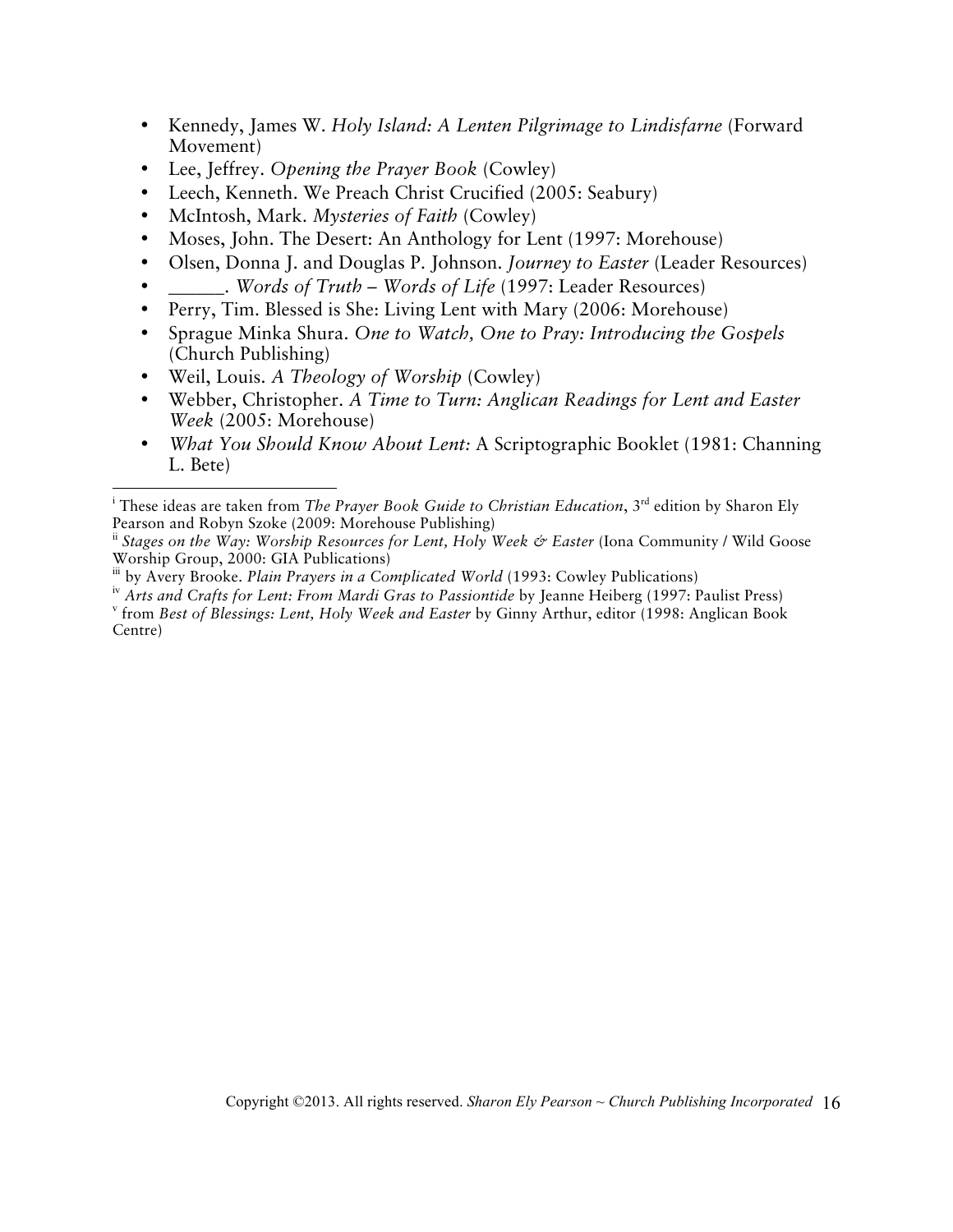- Kennedy, James W. *Holy Island: A Lenten Pilgrimage to Lindisfarne* (Forward Movement)
- Lee, Jeffrey. *Opening the Prayer Book* (Cowley)
- Leech, Kenneth. We Preach Christ Crucified (2005: Seabury)
- McIntosh, Mark. *Mysteries of Faith* (Cowley)
- Moses, John. The Desert: An Anthology for Lent (1997: Morehouse)
- Olsen, Donna J. and Douglas P. Johnson. *Journey to Easter* (Leader Resources)
- ______. *Words of Truth – Words of Life* (1997: Leader Resources)
- Perry, Tim. Blessed is She: Living Lent with Mary (2006: Morehouse)
- Sprague Minka Shura. *One to Watch, One to Pray: Introducing the Gospels* (Church Publishing)
- Weil, Louis. *A Theology of Worship* (Cowley)
- Webber, Christopher. *A Time to Turn: Anglican Readings for Lent and Easter Week* (2005: Morehouse)
- *What You Should Know About Lent:* A Scriptographic Booklet (1981: Channing L. Bete)

---

[i] These ideas are taken from *The Prayer Book Guide to Christian Education*, 3rd edition by Sharon Ely Pearson and Robyn Szoke (2009: Morehouse Publishing)

[ii] *Stages on the Way: Worship Resources for Lent, Holy Week & Easter* (Iona Community / Wild Goose Worship Group, 2000: GIA Publications)

[iii] by Avery Brooke. *Plain Prayers in a Complicated World* (1993: Cowley Publications)

[iv] *Arts and Crafts for Lent: From Mardi Gras to Passiontide* by Jeanne Heiberg (1997: Paulist Press)

[v] from *Best of Blessings: Lent, Holy Week and Easter* by Ginny Arthur, editor (1998: Anglican Book Centre)

Copyright ©2013. All rights reserved. *Sharon Ely Pearson ~ Church Publishing Incorporated*